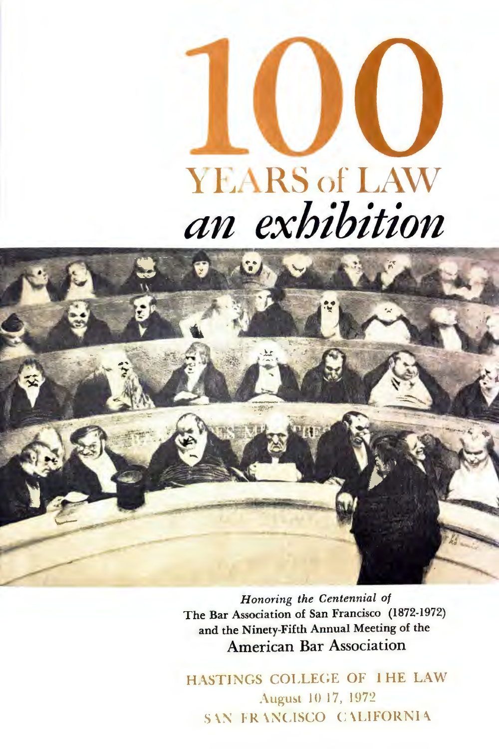# 100 YEARS of LAW

## *an exhibition*

*Honoring the Centennial of*
The Bar Association of San Francisco (1872-1972)
and the Ninety-Fifth Annual Meeting of the
American Bar Association

HASTINGS COLLEGE OF THE LAW
August 10-17, 1972
SAN FRANCISCO CALIFORNIA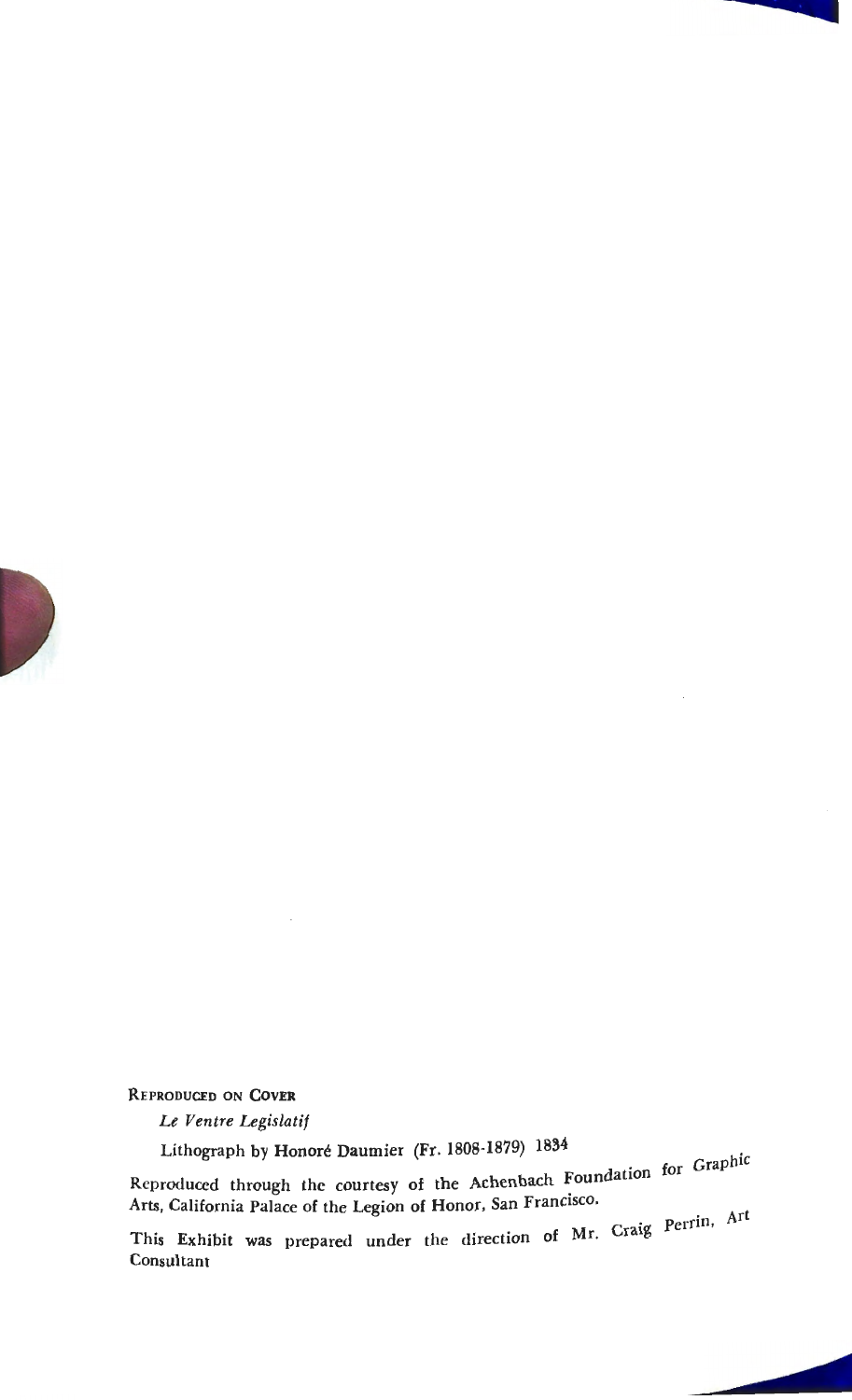**Reproduced on Cover**

*Le Ventre Legislatif*

Lithograph by Honoré Daumier (Fr. 1808-1879) 1834

Reproduced through the courtesy of the Achenbach Foundation for Graphic Arts, California Palace of the Legion of Honor, San Francisco.

This Exhibit was prepared under the direction of Mr. Craig Perrin, Art Consultant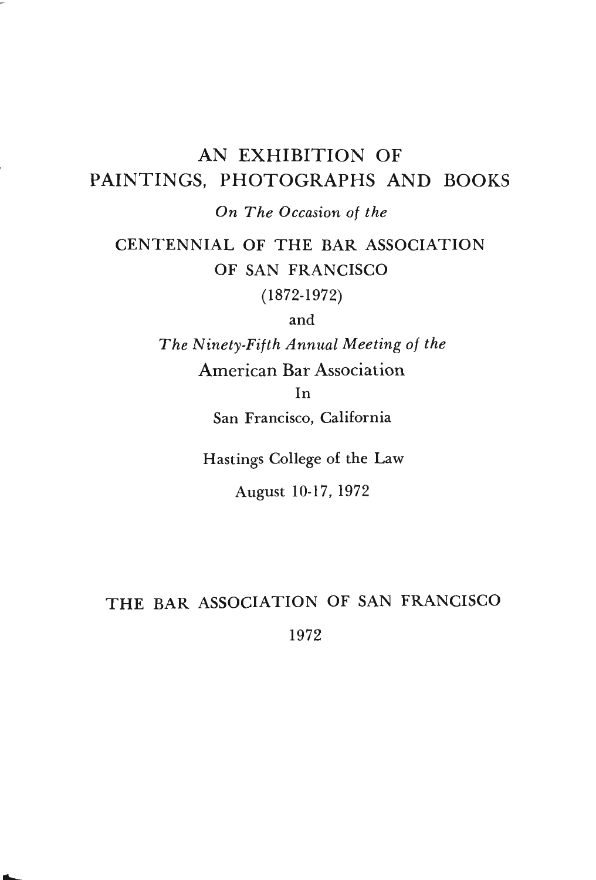# AN EXHIBITION OF PAINTINGS, PHOTOGRAPHS AND BOOKS

*On The Occasion of the*

CENTENNIAL OF THE BAR ASSOCIATION OF SAN FRANCISCO

(1872-1972)

and

*The Ninety-Fifth Annual Meeting of the*

American Bar Association

In

San Francisco, California

Hastings College of the Law

August 10-17, 1972

THE BAR ASSOCIATION OF SAN FRANCISCO

1972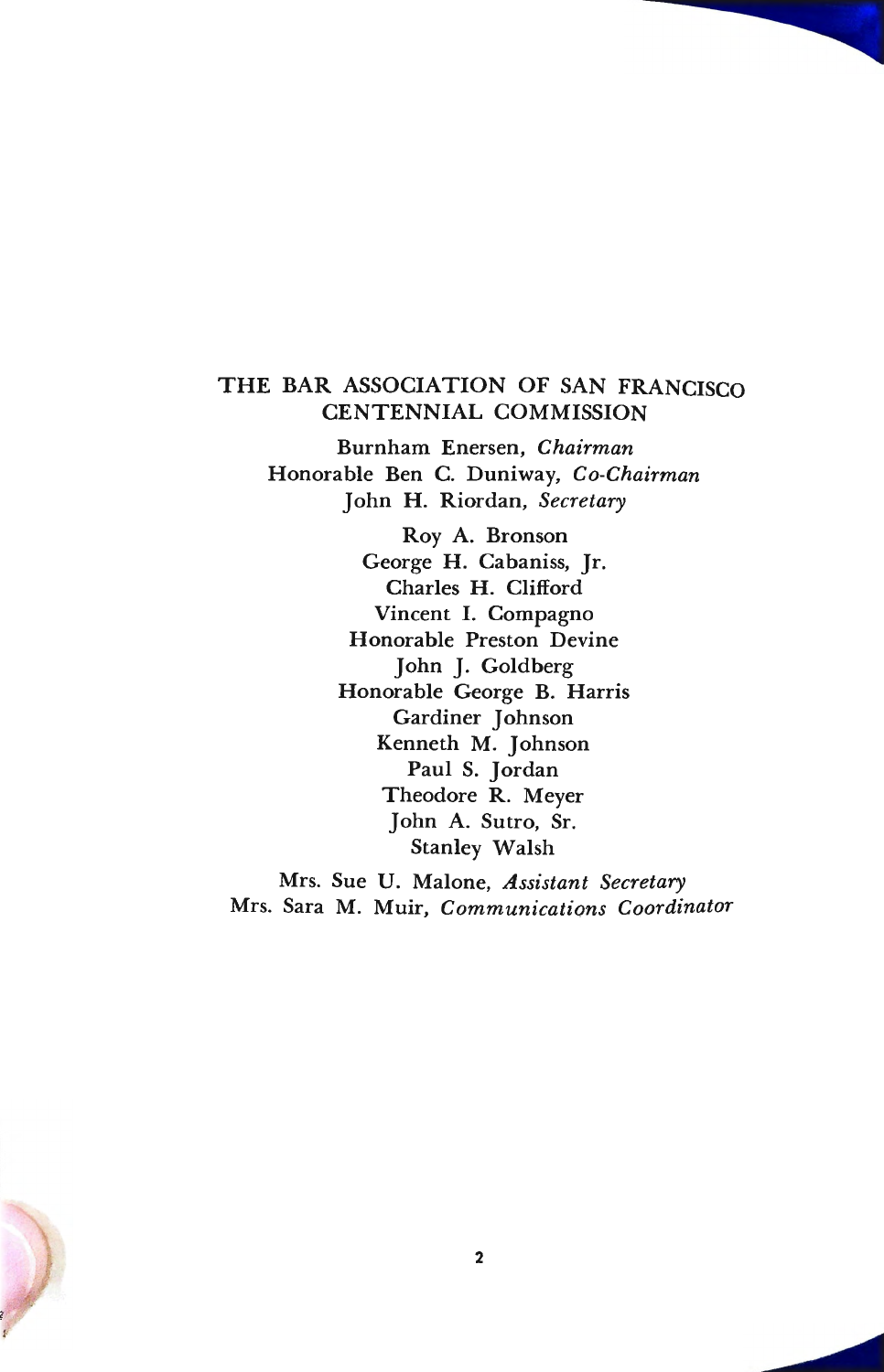## THE BAR ASSOCIATION OF SAN FRANCISCO CENTENNIAL COMMISSION

Burnham Enersen, *Chairman*
Honorable Ben C. Duniway, *Co-Chairman*
John H. Riordan, *Secretary*

Roy A. Bronson
George H. Cabaniss, Jr.
Charles H. Clifford
Vincent I. Compagno
Honorable Preston Devine
John J. Goldberg
Honorable George B. Harris
Gardiner Johnson
Kenneth M. Johnson
Paul S. Jordan
Theodore R. Meyer
John A. Sutro, Sr.
Stanley Walsh

Mrs. Sue U. Malone, *Assistant Secretary*
Mrs. Sara M. Muir, *Communications Coordinator*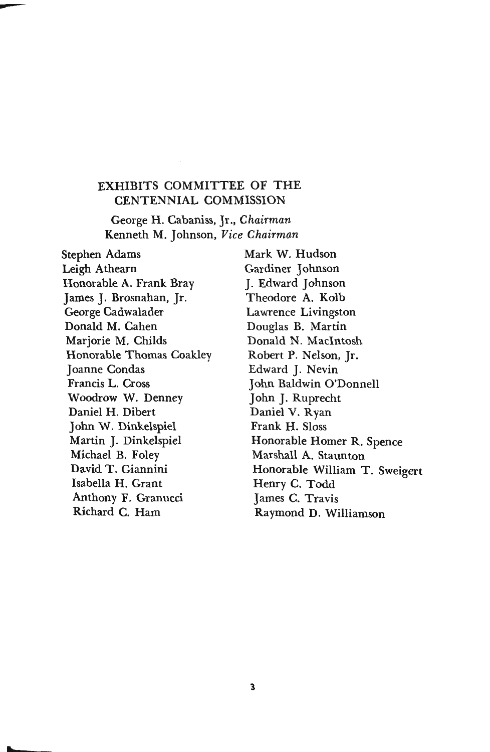## EXHIBITS COMMITTEE OF THE CENTENNIAL COMMISSION

George H. Cabaniss, Jr., *Chairman*
Kenneth M. Johnson, *Vice Chairman*

Stephen Adams
Leigh Athearn
Honorable A. Frank Bray
James J. Brosnahan, Jr.
George Cadwalader
Donald M. Cahen
Marjorie M. Childs
Honorable Thomas Coakley
Joanne Condas
Francis L. Cross
Woodrow W. Denney
Daniel H. Dibert
John W. Dinkelspiel
Martin J. Dinkelspiel
Michael B. Foley
David T. Giannini
Isabella H. Grant
Anthony F. Granucci
Richard C. Ham
Mark W. Hudson
Gardiner Johnson
J. Edward Johnson
Theodore A. Kolb
Lawrence Livingston
Douglas B. Martin
Donald N. MacIntosh
Robert P. Nelson, Jr.
Edward J. Nevin
John Baldwin O'Donnell
John J. Ruprecht
Daniel V. Ryan
Frank H. Sloss
Honorable Homer R. Spence
Marshall A. Staunton
Honorable William T. Sweigert
Henry C. Todd
James C. Travis
Raymond D. Williamson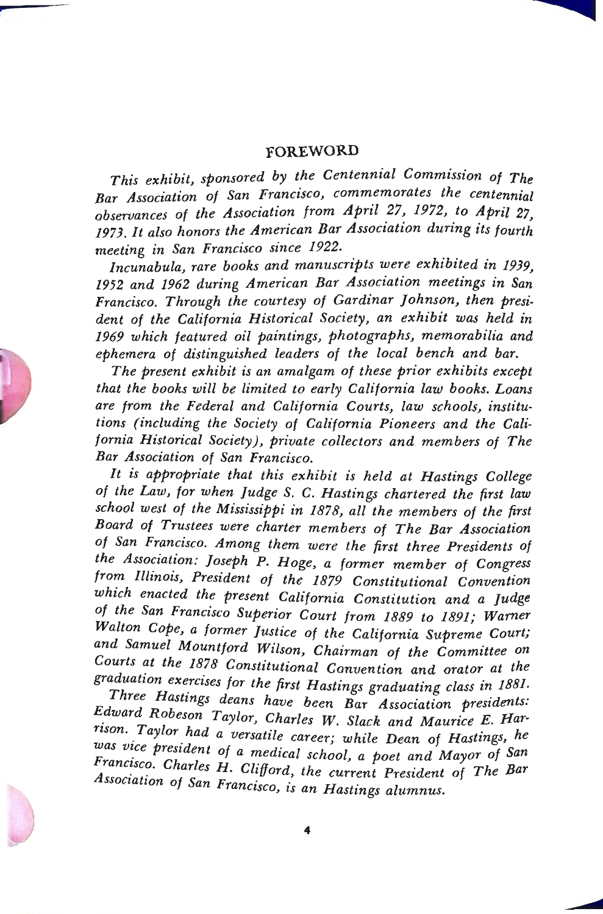# FOREWORD

*This exhibit, sponsored by the Centennial Commission of The Bar Association of San Francisco, commemorates the centennial observances of the Association from April 27, 1972, to April 27, 1973. It also honors the American Bar Association during its fourth meeting in San Francisco since 1922.*

*Incunabula, rare books and manuscripts were exhibited in 1939, 1952 and 1962 during American Bar Association meetings in San Francisco. Through the courtesy of Gardinar Johnson, then president of the California Historical Society, an exhibit was held in 1969 which featured oil paintings, photographs, memorabilia and ephemera of distinguished leaders of the local bench and bar.*

*The present exhibit is an amalgam of these prior exhibits except that the books will be limited to early California law books. Loans are from the Federal and California Courts, law schools, institutions (including the Society of California Pioneers and the California Historical Society), private collectors and members of The Bar Association of San Francisco.*

*It is appropriate that this exhibit is held at Hastings College of the Law, for when Judge S. C. Hastings chartered the first law school west of the Mississippi in 1878, all the members of the first Board of Trustees were charter members of The Bar Association of San Francisco. Among them were the first three Presidents of the Association: Joseph P. Hoge, a former member of Congress from Illinois, President of the 1879 Constitutional Convention which enacted the present California Constitution and a Judge of the San Francisco Superior Court from 1889 to 1891; Warner Walton Cope, a former Justice of the California Supreme Court; and Samuel Mountford Wilson, Chairman of the Committee on Courts at the 1878 Constitutional Convention and orator at the graduation exercises for the first Hastings graduating class in 1881.*

*Three Hastings deans have been Bar Association presidents: Edward Robeson Taylor, Charles W. Slack and Maurice E. Harrison. Taylor had a versatile career; while Dean of Hastings, he was vice president of a medical school, a poet and Mayor of San Francisco. Charles H. Clifford, the current President of The Bar Association of San Francisco, is an Hastings alumnus.*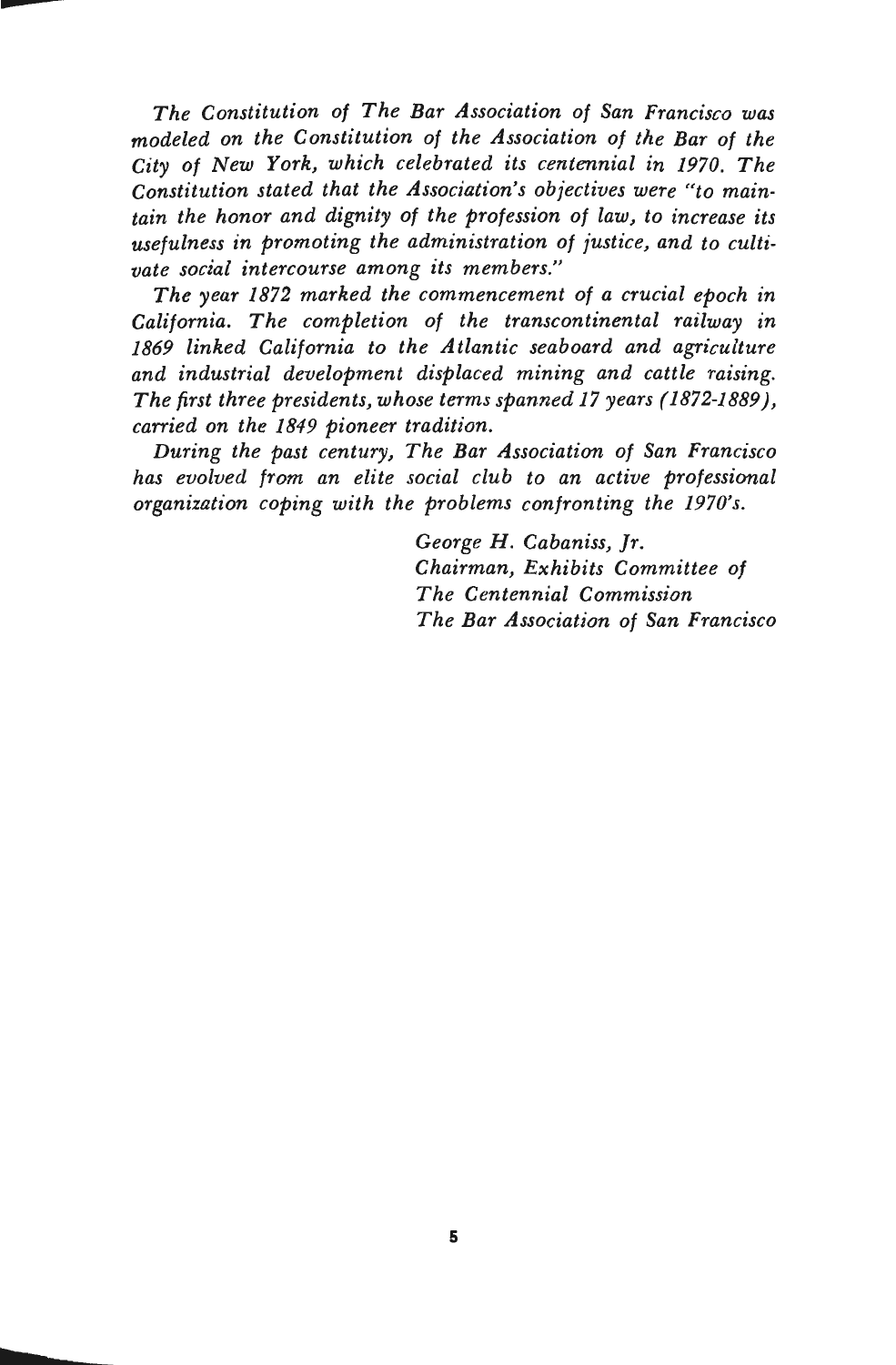*The Constitution of The Bar Association of San Francisco was modeled on the Constitution of the Association of the Bar of the City of New York, which celebrated its centennial in 1970. The Constitution stated that the Association's objectives were "to maintain the honor and dignity of the profession of law, to increase its usefulness in promoting the administration of justice, and to cultivate social intercourse among its members."*

*The year 1872 marked the commencement of a crucial epoch in California. The completion of the transcontinental railway in 1869 linked California to the Atlantic seaboard and agriculture and industrial development displaced mining and cattle raising. The first three presidents, whose terms spanned 17 years (1872-1889), carried on the 1849 pioneer tradition.*

*During the past century, The Bar Association of San Francisco has evolved from an elite social club to an active professional organization coping with the problems confronting the 1970's.*

*George H. Cabaniss, Jr.*
*Chairman, Exhibits Committee of*
*The Centennial Commission*
*The Bar Association of San Francisco*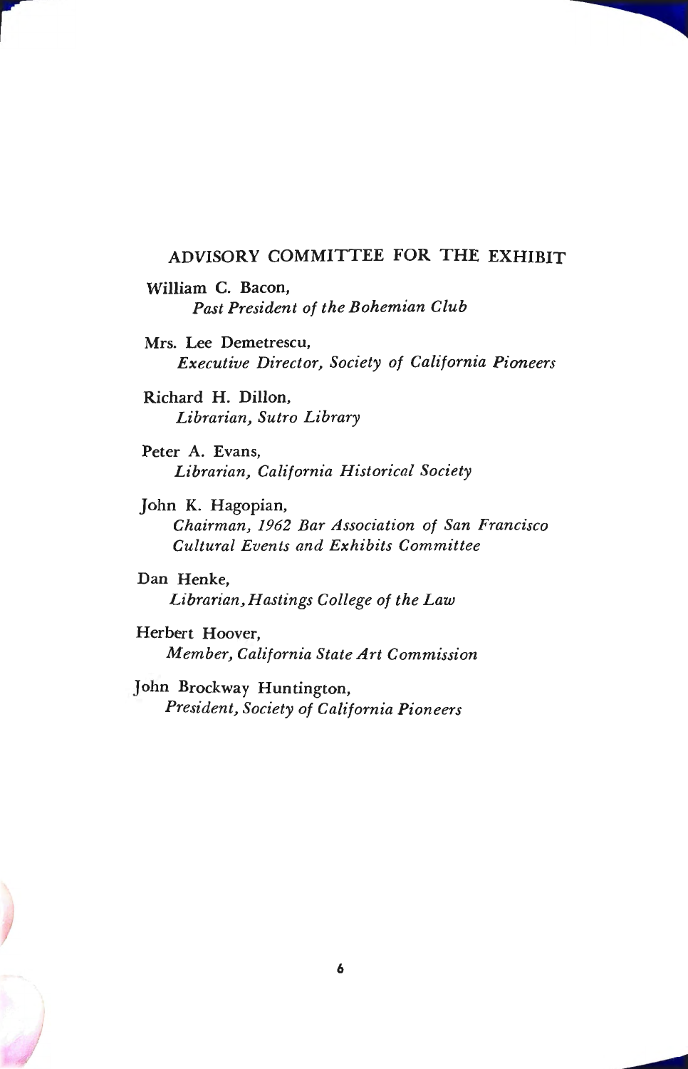## ADVISORY COMMITTEE FOR THE EXHIBIT

William C. Bacon,
*Past President of the Bohemian Club*

Mrs. Lee Demetrescu,
*Executive Director, Society of California Pioneers*

Richard H. Dillon,
*Librarian, Sutro Library*

Peter A. Evans,
*Librarian, California Historical Society*

John K. Hagopian,
*Chairman, 1962 Bar Association of San Francisco Cultural Events and Exhibits Committee*

Dan Henke,
*Librarian, Hastings College of the Law*

Herbert Hoover,
*Member, California State Art Commission*

John Brockway Huntington,
*President, Society of California Pioneers*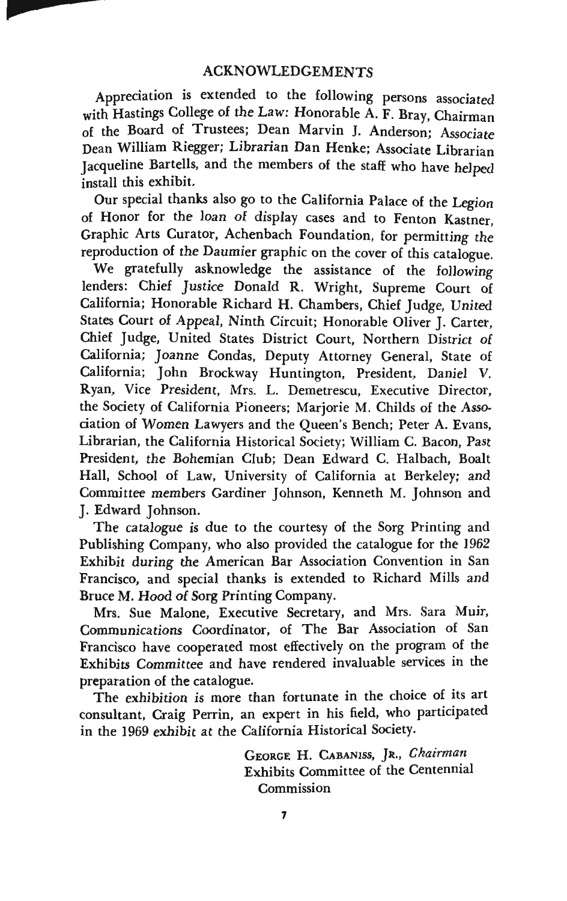## ACKNOWLEDGEMENTS

Appreciation is extended to the following persons associated with Hastings College of the Law: Honorable A. F. Bray, Chairman of the Board of Trustees; Dean Marvin J. Anderson; Associate Dean William Riegger; Librarian Dan Henke; Associate Librarian Jacqueline Bartells, and the members of the staff who have helped install this exhibit.

Our special thanks also go to the California Palace of the Legion of Honor for the loan of display cases and to Fenton Kastner, Graphic Arts Curator, Achenbach Foundation, for permitting the reproduction of the Daumier graphic on the cover of this catalogue.

We gratefully asknowledge the assistance of the following lenders: Chief Justice Donald R. Wright, Supreme Court of California; Honorable Richard H. Chambers, Chief Judge, United States Court of Appeal, Ninth Circuit; Honorable Oliver J. Carter, Chief Judge, United States District Court, Northern District of California; Joanne Condas, Deputy Attorney General, State of California; John Brockway Huntington, President, Daniel V. Ryan, Vice President, Mrs. L. Demetrescu, Executive Director, the Society of California Pioneers; Marjorie M. Childs of the Association of Women Lawyers and the Queen's Bench; Peter A. Evans, Librarian, the California Historical Society; William C. Bacon, Past President, the Bohemian Club; Dean Edward C. Halbach, Boalt Hall, School of Law, University of California at Berkeley; and Committee members Gardiner Johnson, Kenneth M. Johnson and J. Edward Johnson.

The catalogue is due to the courtesy of the Sorg Printing and Publishing Company, who also provided the catalogue for the 1962 Exhibit during the American Bar Association Convention in San Francisco, and special thanks is extended to Richard Mills and Bruce M. Hood of Sorg Printing Company.

Mrs. Sue Malone, Executive Secretary, and Mrs. Sara Muir, Communications Coordinator, of The Bar Association of San Francisco have cooperated most effectively on the program of the Exhibits Committee and have rendered invaluable services in the preparation of the catalogue.

The exhibition is more than fortunate in the choice of its art consultant, Craig Perrin, an expert in his field, who participated in the 1969 exhibit at the California Historical Society.

GEORGE H. CABANISS, JR., *Chairman*
Exhibits Committee of the Centennial Commission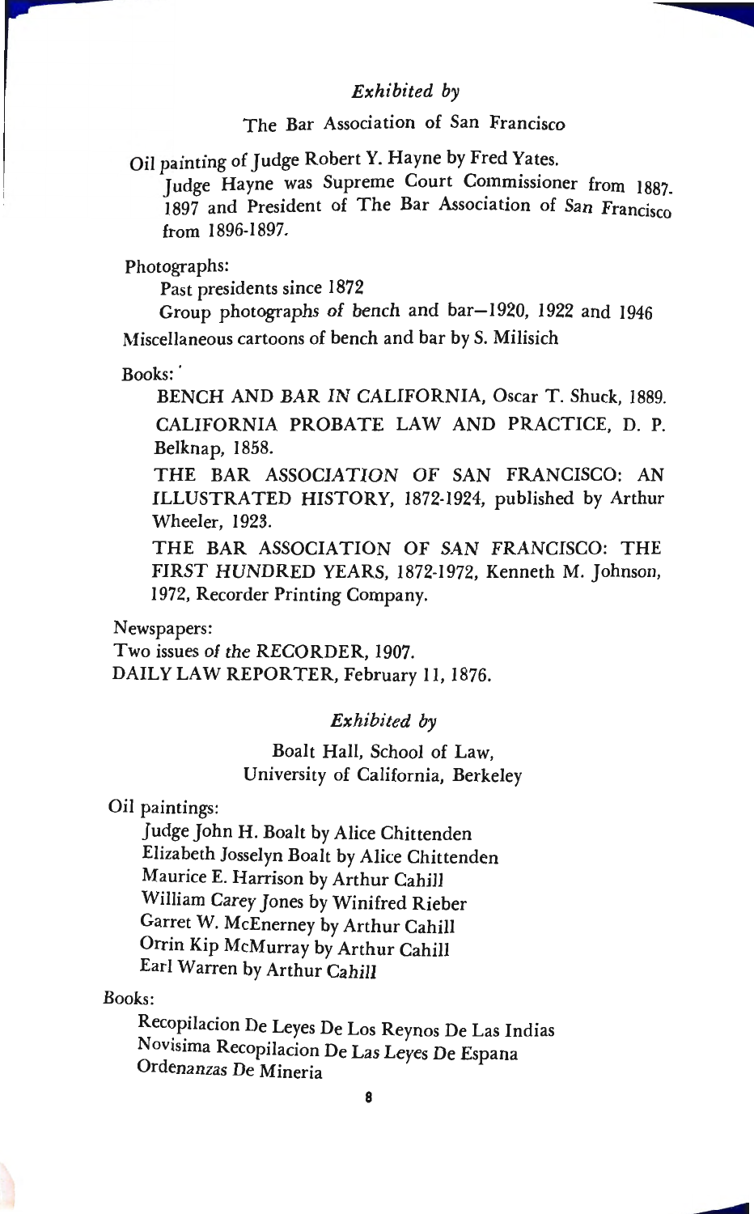*Exhibited by*

The Bar Association of San Francisco

Oil painting of Judge Robert Y. Hayne by Fred Yates.

Judge Hayne was Supreme Court Commissioner from 1887-1897 and President of The Bar Association of San Francisco from 1896-1897.

Photographs:

Past presidents since 1872

Group photographs of bench and bar—1920, 1922 and 1946

Miscellaneous cartoons of bench and bar by S. Milisich

Books:

BENCH AND BAR IN CALIFORNIA, Oscar T. Shuck, 1889.

CALIFORNIA PROBATE LAW AND PRACTICE, D. P. Belknap, 1858.

THE BAR ASSOCIATION OF SAN FRANCISCO: AN ILLUSTRATED HISTORY, 1872-1924, published by Arthur Wheeler, 1923.

THE BAR ASSOCIATION OF SAN FRANCISCO: THE FIRST HUNDRED YEARS, 1872-1972, Kenneth M. Johnson, 1972, Recorder Printing Company.

Newspapers:

Two issues of the RECORDER, 1907.

DAILY LAW REPORTER, February 11, 1876.

*Exhibited by*

Boalt Hall, School of Law,
University of California, Berkeley

Oil paintings:

Judge John H. Boalt by Alice Chittenden

Elizabeth Josselyn Boalt by Alice Chittenden

Maurice E. Harrison by Arthur Cahill

William Carey Jones by Winifred Rieber

Garret W. McEnerney by Arthur Cahill

Orrin Kip McMurray by Arthur Cahill

Earl Warren by Arthur Cahill

Books:

Recopilacion De Leyes De Los Reynos De Las Indias

Novisima Recopilacion De Las Leyes De Espana

Ordenanzas De Mineria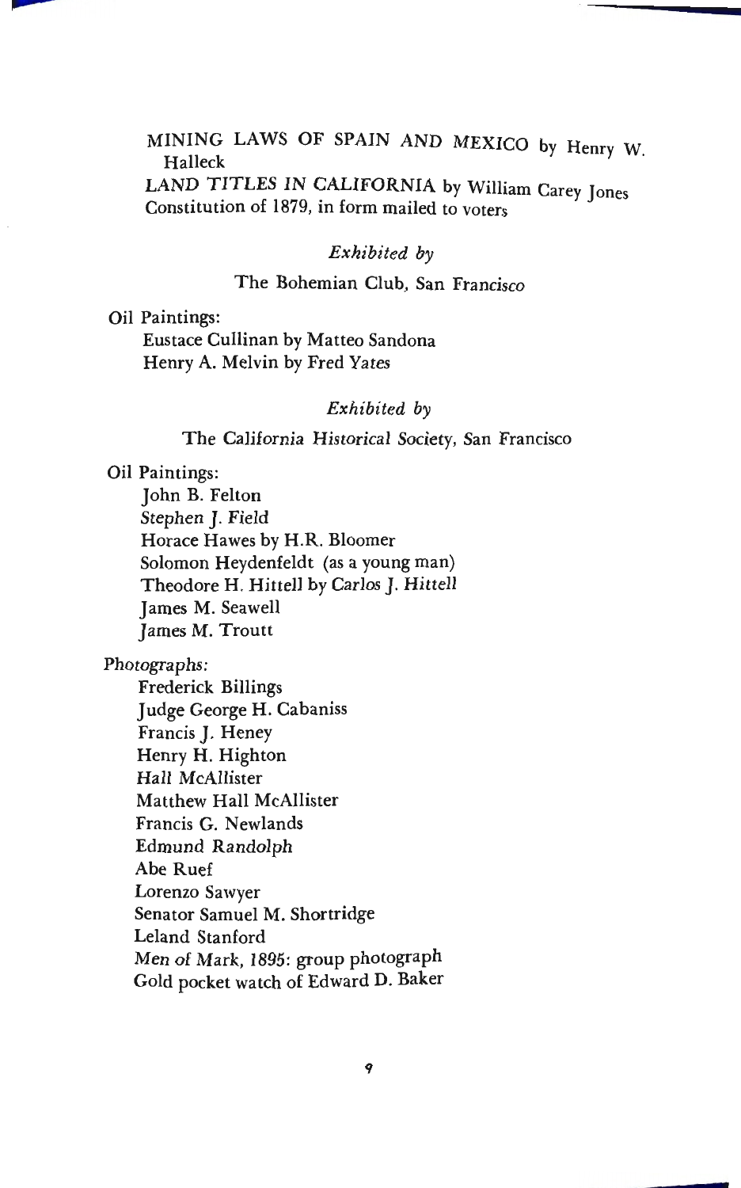MINING LAWS OF SPAIN AND MEXICO by Henry W. Halleck

*LAND TITLES IN CALIFORNIA* by William Carey Jones

Constitution of 1879, in form mailed to voters

*Exhibited by*

The Bohemian Club, San Francisco

Oil Paintings:

- Eustace Cullinan by Matteo Sandona
- Henry A. Melvin by Fred Yates

*Exhibited by*

The California Historical Society, San Francisco

Oil Paintings:

- John B. Felton
- Stephen J. Field
- Horace Hawes by H.R. Bloomer
- Solomon Heydenfeldt (as a young man)
- Theodore H. Hittell by Carlos J. Hittell
- James M. Seawell
- James M. Troutt

Photographs:

- Frederick Billings
- Judge George H. Cabaniss
- Francis J. Heney
- Henry H. Highton
- Hall McAllister
- Matthew Hall McAllister
- Francis G. Newlands
- Edmund Randolph
- Abe Ruef
- Lorenzo Sawyer
- Senator Samuel M. Shortridge
- Leland Stanford
- Men of Mark, 1895: group photograph
- Gold pocket watch of Edward D. Baker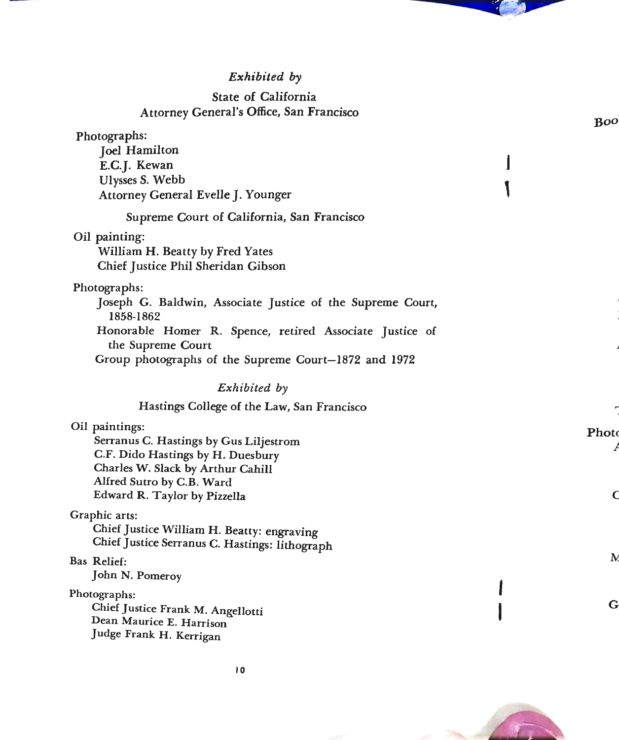*Exhibited by*

State of California
Attorney General's Office, San Francisco

Photographs:
- Joel Hamilton
- E.C.J. Kewan
- Ulysses S. Webb
- Attorney General Evelle J. Younger

Supreme Court of California, San Francisco

Oil painting:
- William H. Beatty by Fred Yates
- Chief Justice Phil Sheridan Gibson

Photographs:
- Joseph G. Baldwin, Associate Justice of the Supreme Court, 1858-1862
- Honorable Homer R. Spence, retired Associate Justice of the Supreme Court
- Group photographs of the Supreme Court—1872 and 1972

*Exhibited by*

Hastings College of the Law, San Francisco

Oil paintings:
- Serranus C. Hastings by Gus Liljestrom
- C.F. Dido Hastings by H. Duesbury
- Charles W. Slack by Arthur Cahill
- Alfred Sutro by C.B. Ward
- Edward R. Taylor by Pizzella

Graphic arts:
- Chief Justice William H. Beatty: engraving
- Chief Justice Serranus C. Hastings: lithograph

Bas Relief:
- John N. Pomeroy

Photographs:
- Chief Justice Frank M. Angellotti
- Dean Maurice E. Harrison
- Judge Frank H. Kerrigan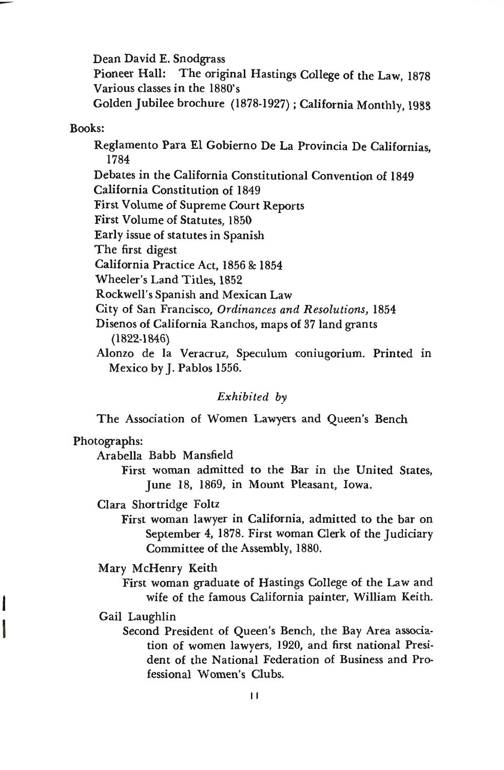Dean David E. Snodgrass

Pioneer Hall: The original Hastings College of the Law, 1878

Various classes in the 1880's

Golden Jubilee brochure (1878-1927); California Monthly, 1933

Books:

- Reglamento Para El Gobierno De La Provincia De Californias, 1784
- Debates in the California Constitutional Convention of 1849
- California Constitution of 1849
- First Volume of Supreme Court Reports
- First Volume of Statutes, 1850
- Early issue of statutes in Spanish
- The first digest
- California Practice Act, 1856 & 1854
- Wheeler's Land Titles, 1852
- Rockwell's Spanish and Mexican Law
- City of San Francisco, *Ordinances and Resolutions*, 1854
- Disenos of California Ranchos, maps of 37 land grants (1822-1846)
- Alonzo de la Veracruz, Speculum coniugorium. Printed in Mexico by J. Pablos 1556.

*Exhibited by*

The Association of Women Lawyers and Queen's Bench

Photographs:

Arabella Babb Mansfield

First woman admitted to the Bar in the United States, June 18, 1869, in Mount Pleasant, Iowa.

Clara Shortridge Foltz

First woman lawyer in California, admitted to the bar on September 4, 1878. First woman Clerk of the Judiciary Committee of the Assembly, 1880.

Mary McHenry Keith

First woman graduate of Hastings College of the Law and wife of the famous California painter, William Keith.

Gail Laughlin

Second President of Queen's Bench, the Bay Area association of women lawyers, 1920, and first national President of the National Federation of Business and Professional Women's Clubs.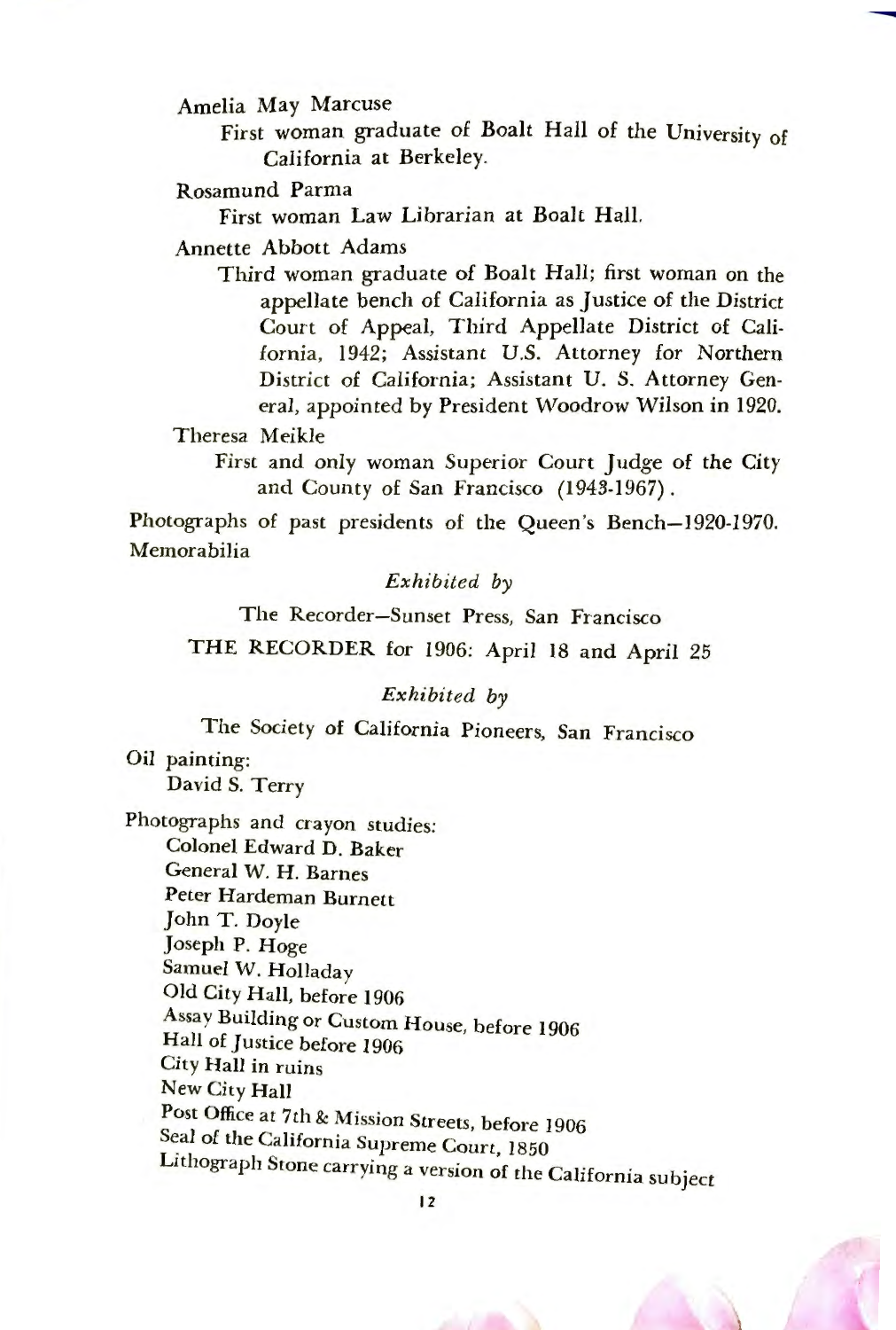Amelia May Marcuse

First woman graduate of Boalt Hall of the University of California at Berkeley.

Rosamund Parma

First woman Law Librarian at Boalt Hall.

Annette Abbott Adams

Third woman graduate of Boalt Hall; first woman on the appellate bench of California as Justice of the District Court of Appeal, Third Appellate District of California, 1942; Assistant U.S. Attorney for Northern District of California; Assistant U. S. Attorney General, appointed by President Woodrow Wilson in 1920.

Theresa Meikle

First and only woman Superior Court Judge of the City and County of San Francisco (1943-1967).

Photographs of past presidents of the Queen's Bench—1920-1970.

Memorabilia

*Exhibited by*

The Recorder—Sunset Press, San Francisco

THE RECORDER for 1906: April 18 and April 25

*Exhibited by*

The Society of California Pioneers, San Francisco

Oil painting:

David S. Terry

Photographs and crayon studies:

Colonel Edward D. Baker
General W. H. Barnes
Peter Hardeman Burnett
John T. Doyle
Joseph P. Hoge
Samuel W. Holladay
Old City Hall, before 1906
Assay Building or Custom House, before 1906
Hall of Justice before 1906
City Hall in ruins
New City Hall
Post Office at 7th & Mission Streets, before 1906
Seal of the California Supreme Court, 1850
Lithograph Stone carrying a version of the California subject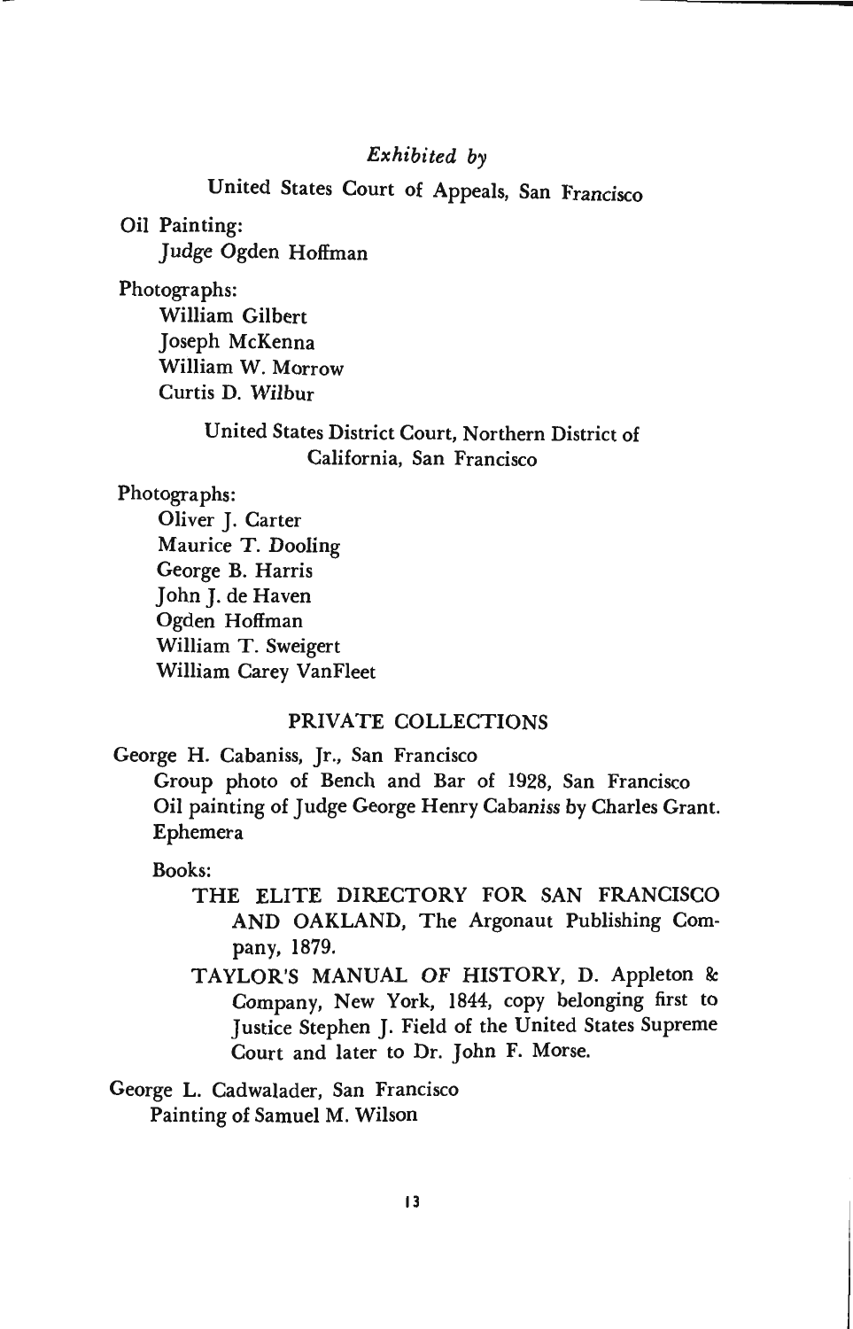*Exhibited by*

United States Court of Appeals, San Francisco

Oil Painting:

Judge Ogden Hoffman

Photographs:

William Gilbert
Joseph McKenna
William W. Morrow
Curtis D. Wilbur

United States District Court, Northern District of California, San Francisco

Photographs:

Oliver J. Carter
Maurice T. Dooling
George B. Harris
John J. de Haven
Ogden Hoffman
William T. Sweigert
William Carey VanFleet

## PRIVATE COLLECTIONS

George H. Cabaniss, Jr., San Francisco

Group photo of Bench and Bar of 1928, San Francisco
Oil painting of Judge George Henry Cabaniss by Charles Grant.
Ephemera

Books:

- THE ELITE DIRECTORY FOR SAN FRANCISCO AND OAKLAND, The Argonaut Publishing Company, 1879.
- TAYLOR'S MANUAL OF HISTORY, D. Appleton & Company, New York, 1844, copy belonging first to Justice Stephen J. Field of the United States Supreme Court and later to Dr. John F. Morse.

George L. Cadwalader, San Francisco

Painting of Samuel M. Wilson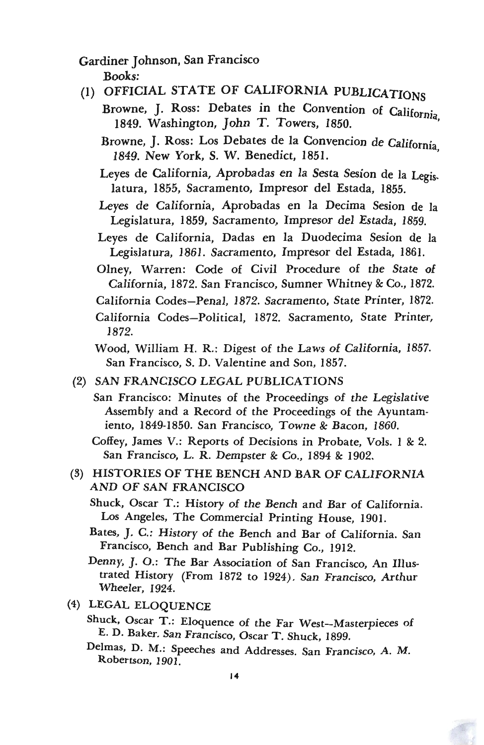Gardiner Johnson, San Francisco

*Books:*

(1) OFFICIAL STATE OF CALIFORNIA PUBLICATIONS

Browne, J. Ross: Debates in the Convention of California, 1849. Washington, John T. Towers, 1850.

Browne, J. Ross: Los Debates de la Convencion de California, 1849. New York, S. W. Benedict, 1851.

Leyes de California, Aprobadas en la Sesta Sesion de la Legislatura, 1855, Sacramento, Impresor del Estada, 1855.

Leyes de California, Aprobadas en la Decima Sesion de la Legislatura, 1859, Sacramento, Impresor del Estada, 1859.

Leyes de California, Dadas en la Duodecima Sesion de la Legislatura, 1861. Sacramento, Impresor del Estada, 1861.

Olney, Warren: Code of Civil Procedure of the State of California, 1872. San Francisco, Sumner Whitney & Co., 1872.

California Codes—Penal, 1872. Sacramento, State Printer, 1872.

California Codes—Political, 1872. Sacramento, State Printer, 1872.

Wood, William H. R.: Digest of the Laws of California, 1857. San Francisco, S. D. Valentine and Son, 1857.

(2) SAN FRANCISCO LEGAL PUBLICATIONS

San Francisco: Minutes of the Proceedings of the Legislative Assembly and a Record of the Proceedings of the Ayuntamiento, 1849-1850. San Francisco, Towne & Bacon, 1860.

Coffey, James V.: Reports of Decisions in Probate, Vols. 1 & 2. San Francisco, L. R. Dempster & Co., 1894 & 1902.

(3) HISTORIES OF THE BENCH AND BAR OF CALIFORNIA AND OF SAN FRANCISCO

Shuck, Oscar T.: History of the Bench and Bar of California. Los Angeles, The Commercial Printing House, 1901.

Bates, J. C.: History of the Bench and Bar of California. San Francisco, Bench and Bar Publishing Co., 1912.

Denny, J. O.: The Bar Association of San Francisco, An Illustrated History (From 1872 to 1924). San Francisco, Arthur Wheeler, 1924.

(4) LEGAL ELOQUENCE

Shuck, Oscar T.: Eloquence of the Far West—Masterpieces of E. D. Baker. San Francisco, Oscar T. Shuck, 1899.

Delmas, D. M.: Speeches and Addresses. San Francisco, A. M. Robertson, 1901.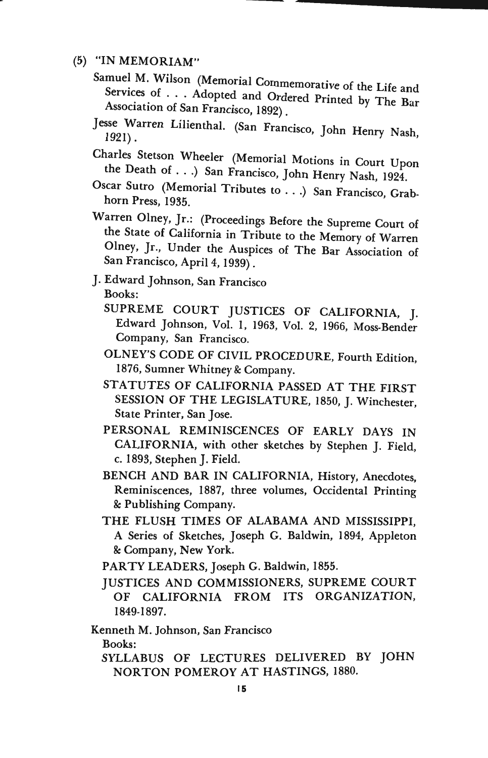(5) "IN MEMORIAM"

Samuel M. Wilson (Memorial Commemorative of the Life and Services of . . . Adopted and Ordered Printed by The Bar Association of San Francisco, 1892).

Jesse Warren Lilienthal. (San Francisco, John Henry Nash, 1921).

Charles Stetson Wheeler (Memorial Motions in Court Upon the Death of . . .) San Francisco, John Henry Nash, 1924.

Oscar Sutro (Memorial Tributes to . . .) San Francisco, Grabhorn Press, 1935.

Warren Olney, Jr.: (Proceedings Before the Supreme Court of the State of California in Tribute to the Memory of Warren Olney, Jr., Under the Auspices of The Bar Association of San Francisco, April 4, 1939).

J. Edward Johnson, San Francisco

Books:

SUPREME COURT JUSTICES OF CALIFORNIA, J. Edward Johnson, Vol. 1, 1963, Vol. 2, 1966, Moss-Bender Company, San Francisco.

OLNEY'S CODE OF CIVIL PROCEDURE, Fourth Edition, 1876, Sumner Whitney & Company.

STATUTES OF CALIFORNIA PASSED AT THE FIRST SESSION OF THE LEGISLATURE, 1850, J. Winchester, State Printer, San Jose.

PERSONAL REMINISCENCES OF EARLY DAYS IN CALIFORNIA, with other sketches by Stephen J. Field, c. 1893, Stephen J. Field.

BENCH AND BAR IN CALIFORNIA, History, Anecdotes, Reminiscences, 1887, three volumes, Occidental Printing & Publishing Company.

THE FLUSH TIMES OF ALABAMA AND MISSISSIPPI, A Series of Sketches, Joseph G. Baldwin, 1894, Appleton & Company, New York.

PARTY LEADERS, Joseph G. Baldwin, 1855.

JUSTICES AND COMMISSIONERS, SUPREME COURT OF CALIFORNIA FROM ITS ORGANIZATION, 1849-1897.

Kenneth M. Johnson, San Francisco

Books:

SYLLABUS OF LECTURES DELIVERED BY JOHN NORTON POMEROY AT HASTINGS, 1880.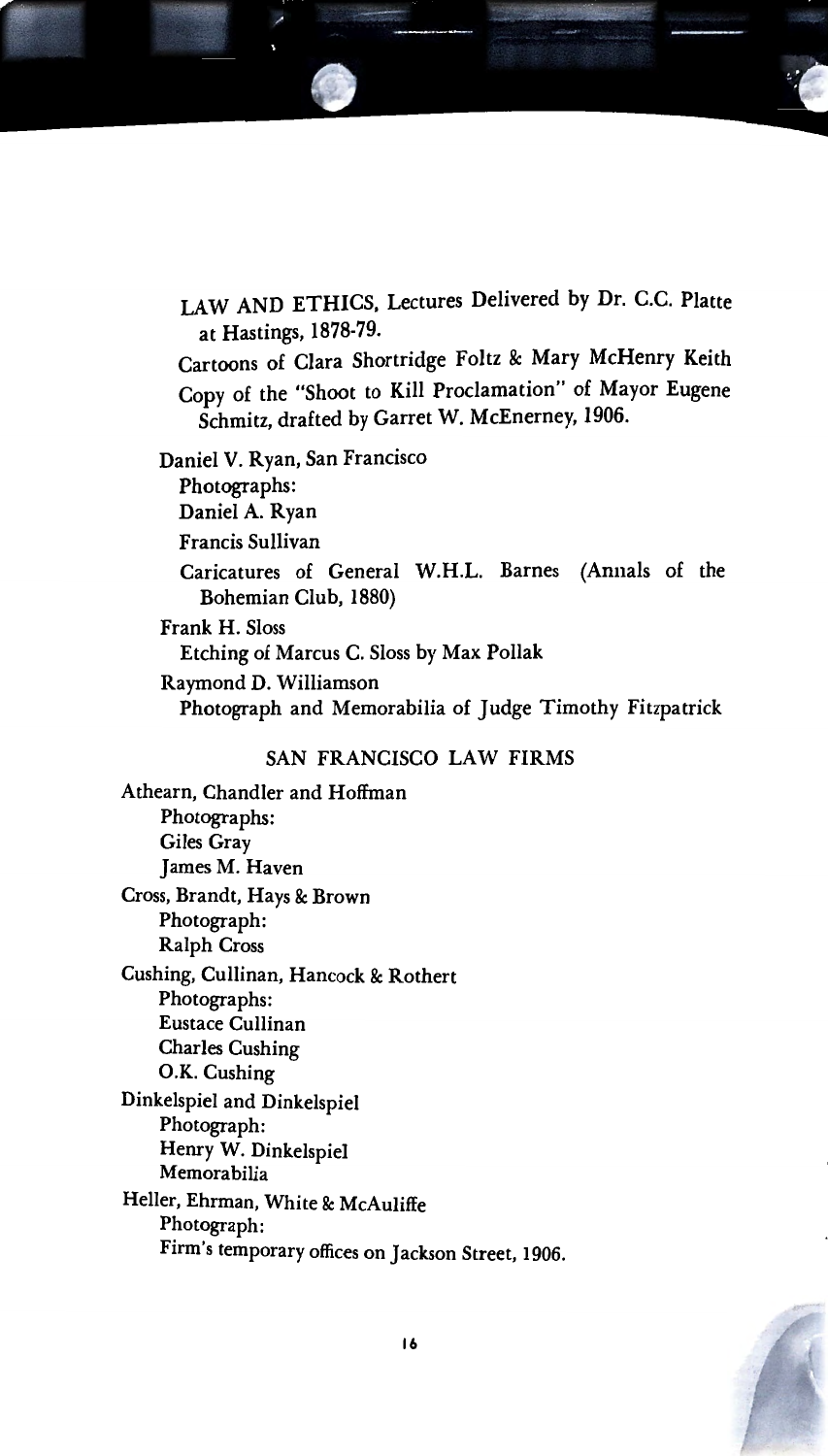LAW AND ETHICS, Lectures Delivered by Dr. C.C. Platte at Hastings, 1878-79.

Cartoons of Clara Shortridge Foltz & Mary McHenry Keith

Copy of the "Shoot to Kill Proclamation" of Mayor Eugene Schmitz, drafted by Garret W. McEnerney, 1906.

Daniel V. Ryan, San Francisco
- Photographs:
- Daniel A. Ryan
- Francis Sullivan
- Caricatures of General W.H.L. Barnes (Annals of the Bohemian Club, 1880)

Frank H. Sloss
- Etching of Marcus C. Sloss by Max Pollak

Raymond D. Williamson
- Photograph and Memorabilia of Judge Timothy Fitzpatrick

## SAN FRANCISCO LAW FIRMS

Athearn, Chandler and Hoffman
- Photographs:
- Giles Gray
- James M. Haven

Cross, Brandt, Hays & Brown
- Photograph:
- Ralph Cross

Cushing, Cullinan, Hancock & Rothert
- Photographs:
- Eustace Cullinan
- Charles Cushing
- O.K. Cushing

Dinkelspiel and Dinkelspiel
- Photograph:
- Henry W. Dinkelspiel
- Memorabilia

Heller, Ehrman, White & McAuliffe
- Photograph:
- Firm's temporary offices on Jackson Street, 1906.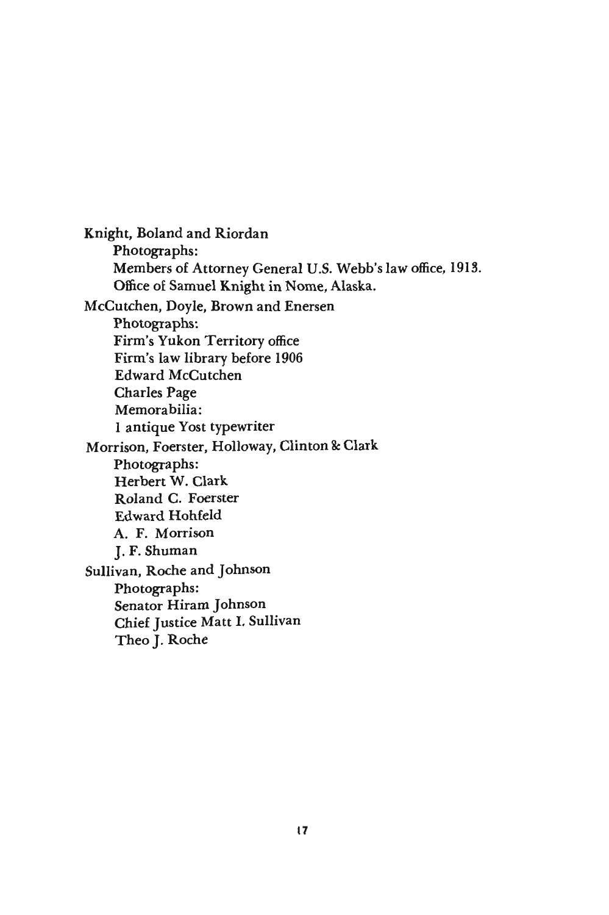Knight, Boland and Riordan

- Photographs:
- Members of Attorney General U.S. Webb's law office, 1913.
- Office of Samuel Knight in Nome, Alaska.

McCutchen, Doyle, Brown and Enersen

- Photographs:
- Firm's Yukon Territory office
- Firm's law library before 1906
- Edward McCutchen
- Charles Page
- Memorabilia:
- 1 antique Yost typewriter

Morrison, Foerster, Holloway, Clinton & Clark

- Photographs:
- Herbert W. Clark
- Roland C. Foerster
- Edward Hohfeld
- A. F. Morrison
- J. F. Shuman

Sullivan, Roche and Johnson

- Photographs:
- Senator Hiram Johnson
- Chief Justice Matt I. Sullivan
- Theo J. Roche